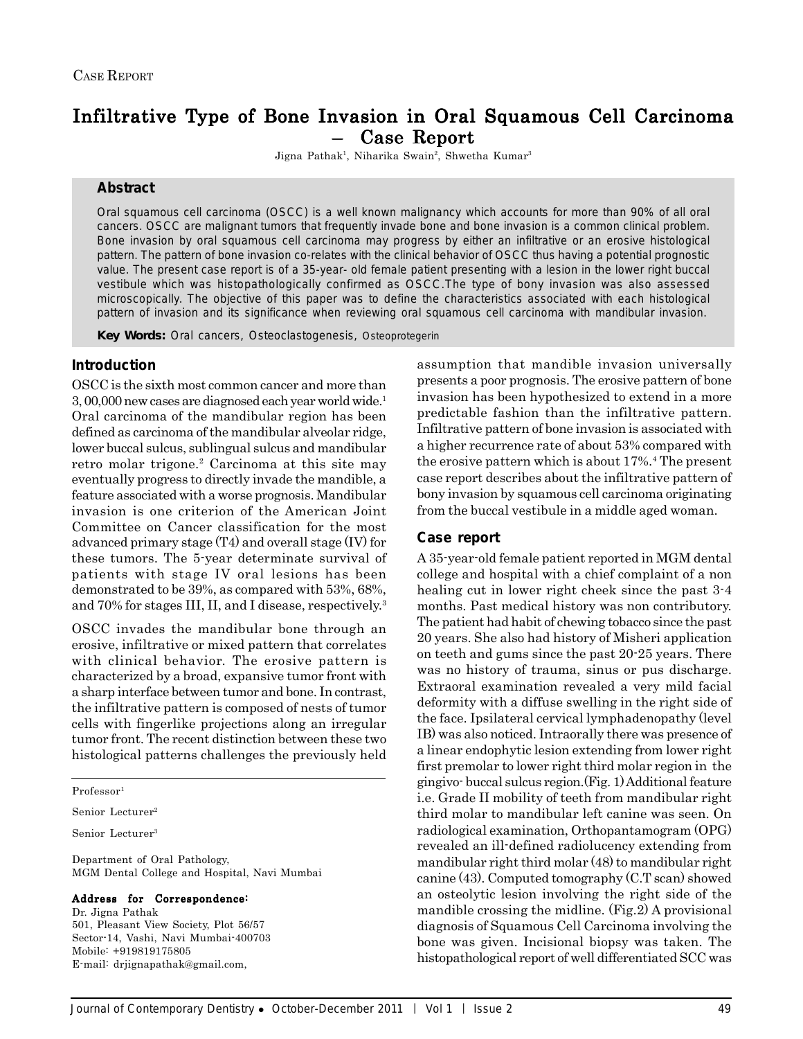CASE REPORT

# Infiltrative Type of Bone Invasion in Oral Squamous Cell Carcinoma – Case Report

Jigna Pathak[1], Niharika Swain[2], Shwetha Kumar[3]

## Abstract

Oral squamous cell carcinoma (OSCC) is a well known malignancy which accounts for more than 90% of all oral cancers. OSCC are malignant tumors that frequently invade bone and bone invasion is a common clinical problem. Bone invasion by oral squamous cell carcinoma may progress by either an infiltrative or an erosive histological pattern. The pattern of bone invasion co-relates with the clinical behavior of OSCC thus having a potential prognostic value. The present case report is of a 35-year- old female patient presenting with a lesion in the lower right buccal vestibule which was histopathologically confirmed as OSCC.The type of bony invasion was also assessed microscopically. The objective of this paper was to define the characteristics associated with each histological pattern of invasion and its significance when reviewing oral squamous cell carcinoma with mandibular invasion.

**Key Words:** Oral cancers, Osteoclastogenesis, Osteoprotegerin

## Introduction

OSCC is the sixth most common cancer and more than 3, 00,000 new cases are diagnosed each year world wide.[1] Oral carcinoma of the mandibular region has been defined as carcinoma of the mandibular alveolar ridge, lower buccal sulcus, sublingual sulcus and mandibular retro molar trigone.[2] Carcinoma at this site may eventually progress to directly invade the mandible, a feature associated with a worse prognosis. Mandibular invasion is one criterion of the American Joint Committee on Cancer classification for the most advanced primary stage (T4) and overall stage (IV) for these tumors. The 5-year determinate survival of patients with stage IV oral lesions has been demonstrated to be 39%, as compared with 53%, 68%, and 70% for stages III, II, and I disease, respectively.[3]

OSCC invades the mandibular bone through an erosive, infiltrative or mixed pattern that correlates with clinical behavior. The erosive pattern is characterized by a broad, expansive tumor front with a sharp interface between tumor and bone. In contrast, the infiltrative pattern is composed of nests of tumor cells with fingerlike projections along an irregular tumor front. The recent distinction between these two histological patterns challenges the previously held assumption that mandible invasion universally presents a poor prognosis. The erosive pattern of bone invasion has been hypothesized to extend in a more predictable fashion than the infiltrative pattern. Infiltrative pattern of bone invasion is associated with a higher recurrence rate of about 53% compared with the erosive pattern which is about 17%.[4] The present case report describes about the infiltrative pattern of bony invasion by squamous cell carcinoma originating from the buccal vestibule in a middle aged woman.

## Case report

A 35-year-old female patient reported in MGM dental college and hospital with a chief complaint of a non healing cut in lower right cheek since the past 3-4 months. Past medical history was non contributory. The patient had habit of chewing tobacco since the past 20 years. She also had history of Misheri application on teeth and gums since the past 20-25 years. There was no history of trauma, sinus or pus discharge. Extraoral examination revealed a very mild facial deformity with a diffuse swelling in the right side of the face. Ipsilateral cervical lymphadenopathy (level IB) was also noticed. Intraorally there was presence of a linear endophytic lesion extending from lower right first premolar to lower right third molar region in the gingivo- buccal sulcus region.(Fig. 1) Additional feature i.e. Grade II mobility of teeth from mandibular right third molar to mandibular left canine was seen. On radiological examination, Orthopantamogram (OPG) revealed an ill-defined radiolucency extending from mandibular right third molar (48) to mandibular right canine (43). Computed tomography (C.T scan) showed an osteolytic lesion involving the right side of the mandible crossing the midline. (Fig.2) A provisional diagnosis of Squamous Cell Carcinoma involving the bone was given. Incisional biopsy was taken. The histopathological report of well differentiated SCC was

Professor[1]

Senior Lecturer[2]

Senior Lecturer[3]

Department of Oral Pathology,
MGM Dental College and Hospital, Navi Mumbai

**Address for Correspondence:**
Dr. Jigna Pathak
501, Pleasant View Society, Plot 56/57
Sector-14, Vashi, Navi Mumbai-400703
Mobile: +919819175805
E-mail: drjignapathak@gmail.com,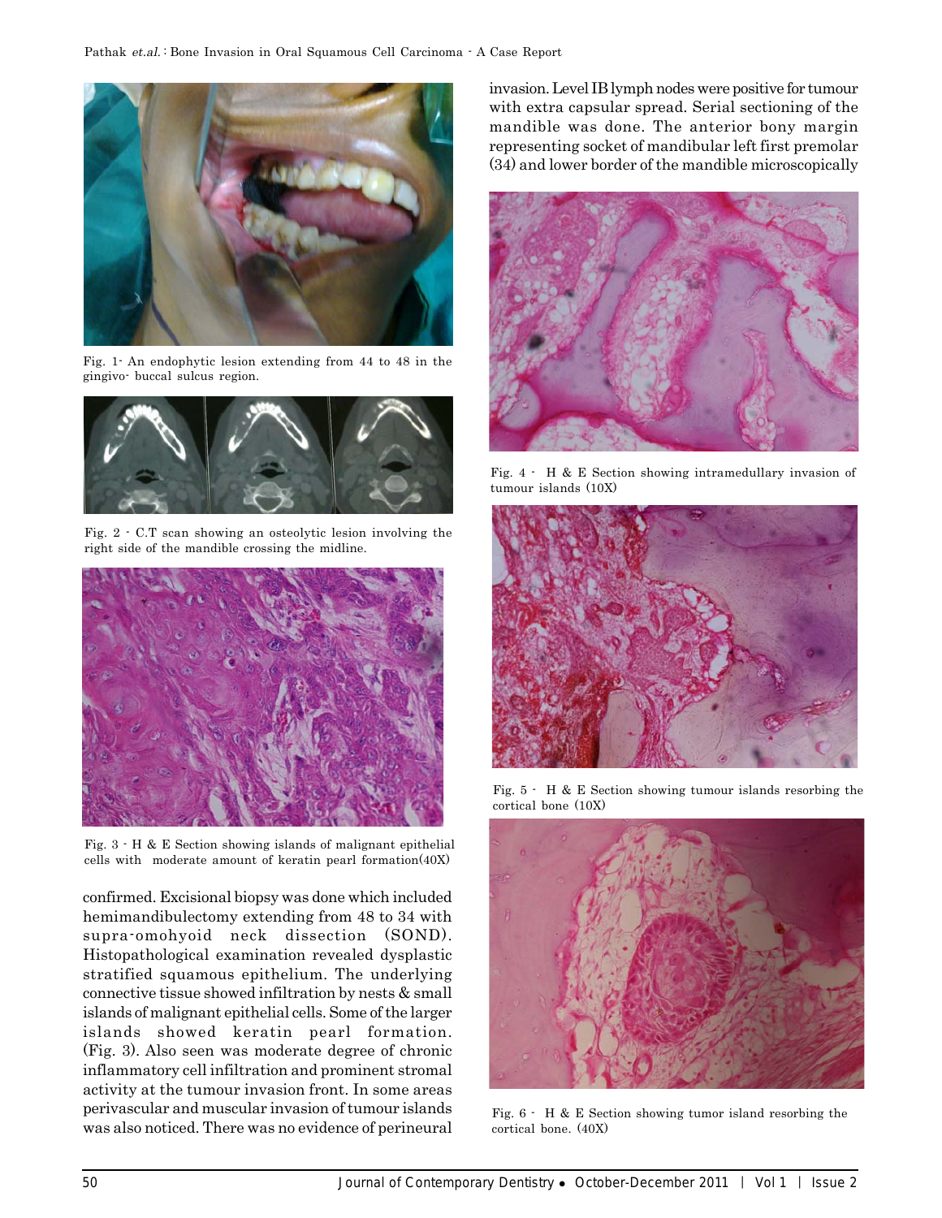Fig. 1- An endophytic lesion extending from 44 to 48 in the gingivo- buccal sulcus region.

Fig. 2 - C.T scan showing an osteolytic lesion involving the right side of the mandible crossing the midline.

Fig. 3 - H & E Section showing islands of malignant epithelial cells with moderate amount of keratin pearl formation(40X)

confirmed. Excisional biopsy was done which included hemimandibulectomy extending from 48 to 34 with supra-omohyoid neck dissection (SOND). Histopathological examination revealed dysplastic stratified squamous epithelium. The underlying connective tissue showed infiltration by nests & small islands of malignant epithelial cells. Some of the larger islands showed keratin pearl formation. (Fig. 3). Also seen was moderate degree of chronic inflammatory cell infiltration and prominent stromal activity at the tumour invasion front. In some areas perivascular and muscular invasion of tumour islands was also noticed. There was no evidence of perineural invasion. Level IB lymph nodes were positive for tumour with extra capsular spread. Serial sectioning of the mandible was done. The anterior bony margin representing socket of mandibular left first premolar (34) and lower border of the mandible microscopically

Fig. 4 - H & E Section showing intramedullary invasion of tumour islands (10X)

Fig. 5 - H & E Section showing tumour islands resorbing the cortical bone (10X)

Fig. 6 - H & E Section showing tumor island resorbing the cortical bone. (40X)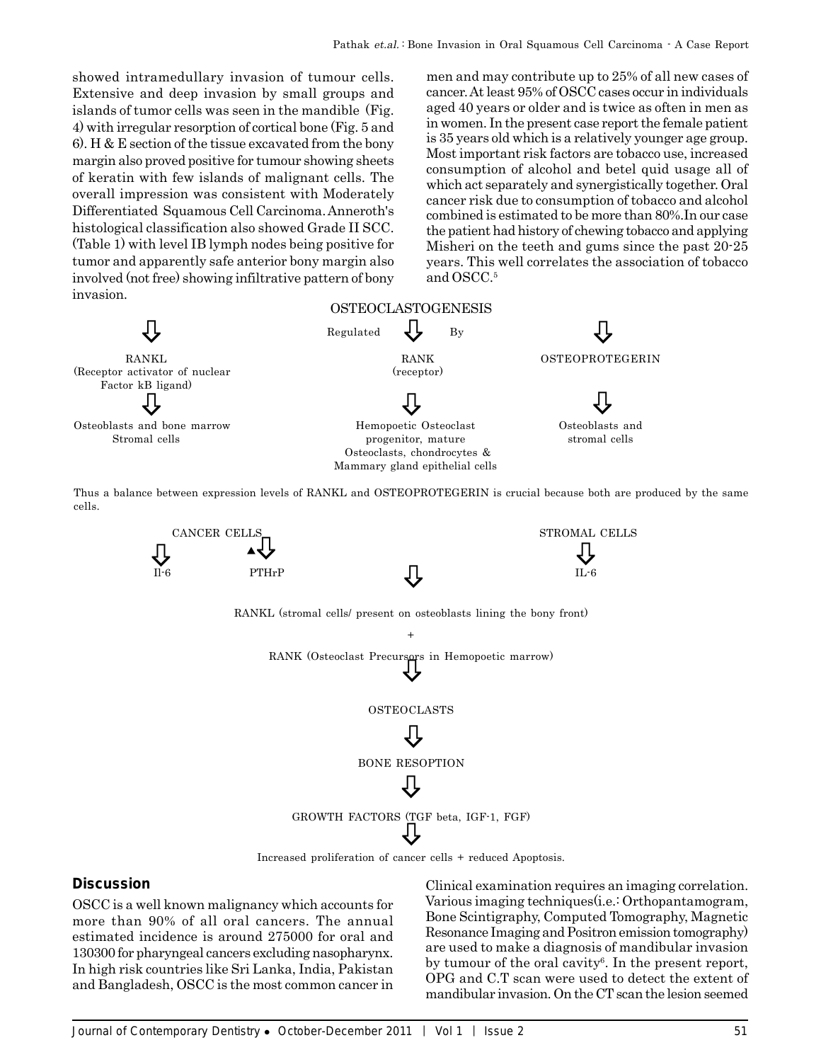showed intramedullary invasion of tumour cells. Extensive and deep invasion by small groups and islands of tumor cells was seen in the mandible (Fig. 4) with irregular resorption of cortical bone (Fig. 5 and 6). H & E section of the tissue excavated from the bony margin also proved positive for tumour showing sheets of keratin with few islands of malignant cells. The overall impression was consistent with Moderately Differentiated Squamous Cell Carcinoma. Anneroth's histological classification also showed Grade II SCC. (Table 1) with level IB lymph nodes being positive for tumor and apparently safe anterior bony margin also involved (not free) showing infiltrative pattern of bony invasion.

men and may contribute up to 25% of all new cases of cancer. At least 95% of OSCC cases occur in individuals aged 40 years or older and is twice as often in men as in women. In the present case report the female patient is 35 years old which is a relatively younger age group. Most important risk factors are tobacco use, increased consumption of alcohol and betel quid usage all of which act separately and synergistically together. Oral cancer risk due to consumption of tobacco and alcohol combined is estimated to be more than 80%.In our case the patient had history of chewing tobacco and applying Misheri on the teeth and gums since the past 20-25 years. This well correlates the association of tobacco and OSCC.[5]

OSTEOCLASTOGENESIS

Regulated ⇩ By

| ⇩ | ⇩ | ⇩ |
|---|---|---|
| RANKL (Receptor activator of nuclear Factor kB ligand) | RANK (receptor) | OSTEOPROTEGERIN |
| ⇩ | ⇩ | ⇩ |
| Osteoblasts and bone marrow Stromal cells | Hemopoetic Osteoclast progenitor, mature Osteoclasts, chondrocytes & Mammary gland epithelial cells | Osteoblasts and stromal cells |

Thus a balance between expression levels of RANKL and OSTEOPROTEGERIN is crucial because both are produced by the same cells.

CANCER CELLS → Il-6, ▲PTHrP

STROMAL CELLS → IL-6

⇩

RANKL (stromal cells/ present on osteoblasts lining the bony front)

+

RANK (Osteoclast Precursors in Hemopoetic marrow)

⇩

OSTEOCLASTS

⇩

BONE RESOPTION

⇩

GROWTH FACTORS (TGF beta, IGF-1, FGF)

⇩

Increased proliferation of cancer cells + reduced Apoptosis.

## Discussion

OSCC is a well known malignancy which accounts for more than 90% of all oral cancers. The annual estimated incidence is around 275000 for oral and 130300 for pharyngeal cancers excluding nasopharynx. In high risk countries like Sri Lanka, India, Pakistan and Bangladesh, OSCC is the most common cancer in

Clinical examination requires an imaging correlation. Various imaging techniques(i.e.: Orthopantamogram, Bone Scintigraphy, Computed Tomography, Magnetic Resonance Imaging and Positron emission tomography) are used to make a diagnosis of mandibular invasion by tumour of the oral cavity[6]. In the present report, OPG and C.T scan were used to detect the extent of mandibular invasion. On the CT scan the lesion seemed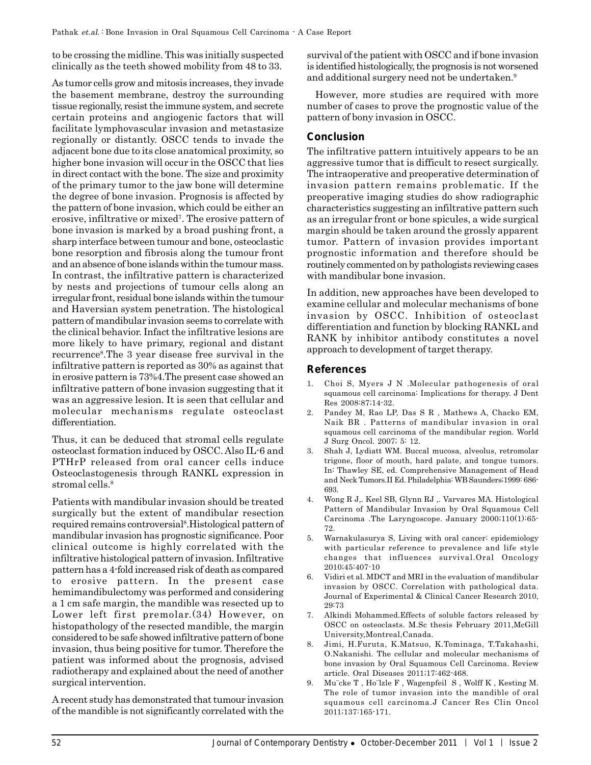to be crossing the midline. This was initially suspected clinically as the teeth showed mobility from 48 to 33.

As tumor cells grow and mitosis increases, they invade the basement membrane, destroy the surrounding tissue regionally, resist the immune system, and secrete certain proteins and angiogenic factors that will facilitate lymphovascular invasion and metastasize regionally or distantly. OSCC tends to invade the adjacent bone due to its close anatomical proximity, so higher bone invasion will occur in the OSCC that lies in direct contact with the bone. The size and proximity of the primary tumor to the jaw bone will determine the degree of bone invasion. Prognosis is affected by the pattern of bone invasion, which could be either an erosive, infiltrative or mixed[7]. The erosive pattern of bone invasion is marked by a broad pushing front, a sharp interface between tumour and bone, osteoclastic bone resorption and fibrosis along the tumour front and an absence of bone islands within the tumour mass. In contrast, the infiltrative pattern is characterized by nests and projections of tumour cells along an irregular front, residual bone islands within the tumour and Haversian system penetration. The histological pattern of mandibular invasion seems to correlate with the clinical behavior. Infact the infiltrative lesions are more likely to have primary, regional and distant recurrence[8].The 3 year disease free survival in the infiltrative pattern is reported as 30% as against that in erosive pattern is 73%4.The present case showed an infiltrative pattern of bone invasion suggesting that it was an aggressive lesion. It is seen that cellular and molecular mechanisms regulate osteoclast differentiation.

Thus, it can be deduced that stromal cells regulate osteoclast formation induced by OSCC. Also IL-6 and PTHrP released from oral cancer cells induce Osteoclastogenesis through RANKL expression in stromal cells.[8]

Patients with mandibular invasion should be treated surgically but the extent of mandibular resection required remains controversial[8].Histological pattern of mandibular invasion has prognostic significance. Poor clinical outcome is highly correlated with the infiltrative histological pattern of invasion. Infiltrative pattern has a 4-fold increased risk of death as compared to erosive pattern. In the present case hemimandibulectomy was performed and considering a 1 cm safe margin, the mandible was resected up to Lower left first premolar.(34) However, on histopathology of the resected mandible, the margin considered to be safe showed infiltrative pattern of bone invasion, thus being positive for tumor. Therefore the patient was informed about the prognosis, advised radiotherapy and explained about the need of another surgical intervention.

A recent study has demonstrated that tumour invasion of the mandible is not significantly correlated with the survival of the patient with OSCC and if bone invasion is identified histologically, the prognosis is not worsened and additional surgery need not be undertaken.[9]

However, more studies are required with more number of cases to prove the prognostic value of the pattern of bony invasion in OSCC.

## Conclusion

The infiltrative pattern intuitively appears to be an aggressive tumor that is difficult to resect surgically. The intraoperative and preoperative determination of invasion pattern remains problematic. If the preoperative imaging studies do show radiographic characteristics suggesting an infiltrative pattern such as an irregular front or bone spicules, a wide surgical margin should be taken around the grossly apparent tumor. Pattern of invasion provides important prognostic information and therefore should be routinely commented on by pathologists reviewing cases with mandibular bone invasion.

In addition, new approaches have been developed to examine cellular and molecular mechanisms of bone invasion by OSCC. Inhibition of osteoclast differentiation and function by blocking RANKL and RANK by inhibitor antibody constitutes a novel approach to development of target therapy.

## References

1. Choi S, Myers J N .Molecular pathogenesis of oral squamous cell carcinoma: Implications for therapy. J Dent Res 2008:87:14-32.
2. Pandey M, Rao LP, Das S R , Mathews A, Chacko EM, Naik BR . Patterns of mandibular invasion in oral squamous cell carcinoma of the mandibular region. World J Surg Oncol. 2007; 5: 12.
3. Shah J, Lydiatt WM. Buccal mucosa, alveolus, retromolar trigone, floor of mouth, hard palate, and tongue tumors. In: Thawley SE, ed. Comprehensive Management of Head and Neck Tumors.II Ed. Philadelphia: WB Saunders;1999: 686-693.
4. Wong R J,. Keel SB, Glynn RJ ,. Varvares MA. Histological Pattern of Mandibular Invasion by Oral Squamous Cell Carcinoma .The Laryngoscope. January 2000;110(1):65-72.
5. Warnakulasurya S, Living with oral cancer: epidemiology with particular reference to prevalence and life style changes that influences survival.Oral Oncology 2010;45:407-10
6. Vidiri et al. MDCT and MRI in the evaluation of mandibular invasion by OSCC. Correlation with pathological data. Journal of Experimental & Clinical Cancer Research 2010, 29:73
7. Alkindi Mohammed.Effects of soluble factors released by OSCC on osteoclasts. M.Sc thesis February 2011,McGill University,Montreal,Canada.
8. Jimi, H.Furuta, K.Matsuo, K.Tominaga, T.Takahashi, O.Nakanishi. The cellular and molecular mechanisms of bone invasion by Oral Squamous Cell Carcinoma. Review article. Oral Diseases 2011;17:462-468.
9. Mu¨cke T , Ho¨lzle F , Wagenpfeil S , Wolff K , Kesting M. The role of tumor invasion into the mandible of oral squamous cell carcinoma.J Cancer Res Clin Oncol 2011;137:165-171.